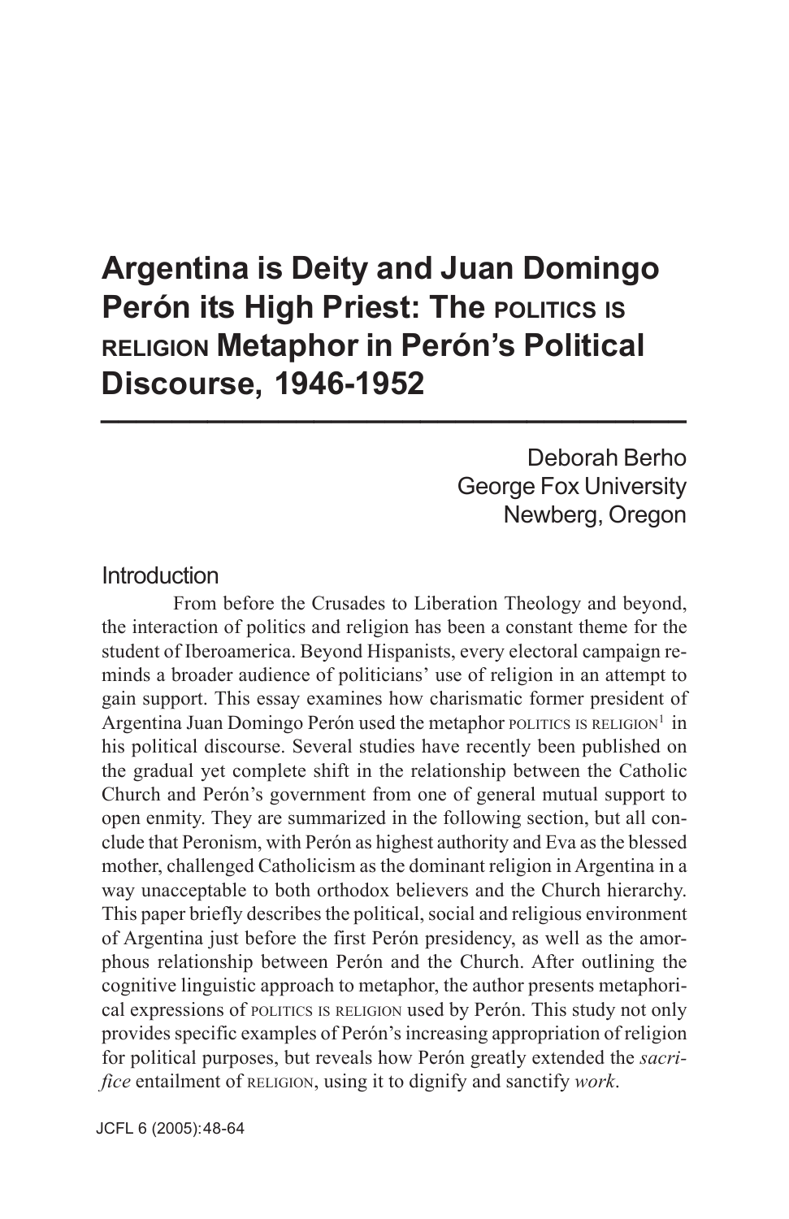# Argentina is Deity and Juan Domingo Perón its High Priest: The POLITICS IS RELIGION Metaphor in Perón's Political Discourse, 1946-1952

Deborah Berho
George Fox University
Newberg, Oregon

## Introduction

From before the Crusades to Liberation Theology and beyond, the interaction of politics and religion has been a constant theme for the student of Iberoamerica. Beyond Hispanists, every electoral campaign reminds a broader audience of politicians' use of religion in an attempt to gain support. This essay examines how charismatic former president of Argentina Juan Domingo Perón used the metaphor POLITICS IS RELIGION[1] in his political discourse. Several studies have recently been published on the gradual yet complete shift in the relationship between the Catholic Church and Perón's government from one of general mutual support to open enmity. They are summarized in the following section, but all conclude that Peronism, with Perón as highest authority and Eva as the blessed mother, challenged Catholicism as the dominant religion in Argentina in a way unacceptable to both orthodox believers and the Church hierarchy. This paper briefly describes the political, social and religious environment of Argentina just before the first Perón presidency, as well as the amorphous relationship between Perón and the Church. After outlining the cognitive linguistic approach to metaphor, the author presents metaphorical expressions of POLITICS IS RELIGION used by Perón. This study not only provides specific examples of Perón's increasing appropriation of religion for political purposes, but reveals how Perón greatly extended the *sacrifice* entailment of RELIGION, using it to dignify and sanctify *work*.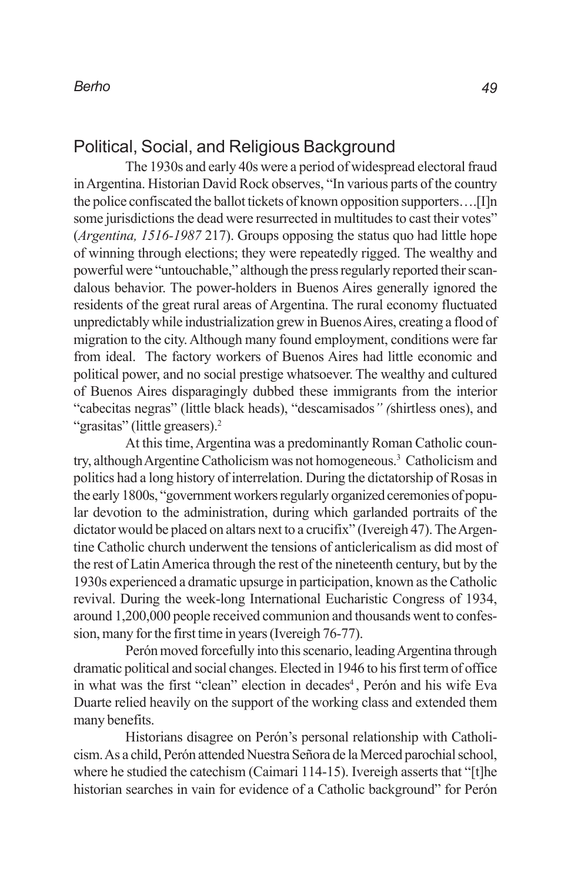## Political, Social, and Religious Background

The 1930s and early 40s were a period of widespread electoral fraud in Argentina. Historian David Rock observes, "In various parts of the country the police confiscated the ballot tickets of known opposition supporters….[I]n some jurisdictions the dead were resurrected in multitudes to cast their votes" (*Argentina, 1516-1987* 217). Groups opposing the status quo had little hope of winning through elections; they were repeatedly rigged. The wealthy and powerful were "untouchable," although the press regularly reported their scandalous behavior. The power-holders in Buenos Aires generally ignored the residents of the great rural areas of Argentina. The rural economy fluctuated unpredictably while industrialization grew in Buenos Aires, creating a flood of migration to the city. Although many found employment, conditions were far from ideal. The factory workers of Buenos Aires had little economic and political power, and no social prestige whatsoever. The wealthy and cultured of Buenos Aires disparagingly dubbed these immigrants from the interior "cabecitas negras" (little black heads), "descamisados" (shirtless ones), and "grasitas" (little greasers).[2]

At this time, Argentina was a predominantly Roman Catholic country, although Argentine Catholicism was not homogeneous.[3] Catholicism and politics had a long history of interrelation. During the dictatorship of Rosas in the early 1800s, "government workers regularly organized ceremonies of popular devotion to the administration, during which garlanded portraits of the dictator would be placed on altars next to a crucifix" (Ivereigh 47). The Argentine Catholic church underwent the tensions of anticlericalism as did most of the rest of Latin America through the rest of the nineteenth century, but by the 1930s experienced a dramatic upsurge in participation, known as the Catholic revival. During the week-long International Eucharistic Congress of 1934, around 1,200,000 people received communion and thousands went to confession, many for the first time in years (Ivereigh 76-77).

Perón moved forcefully into this scenario, leading Argentina through dramatic political and social changes. Elected in 1946 to his first term of office in what was the first "clean" election in decades[4], Perón and his wife Eva Duarte relied heavily on the support of the working class and extended them many benefits.

Historians disagree on Perón's personal relationship with Catholicism. As a child, Perón attended Nuestra Señora de la Merced parochial school, where he studied the catechism (Caimari 114-15). Ivereigh asserts that "[t]he historian searches in vain for evidence of a Catholic background" for Perón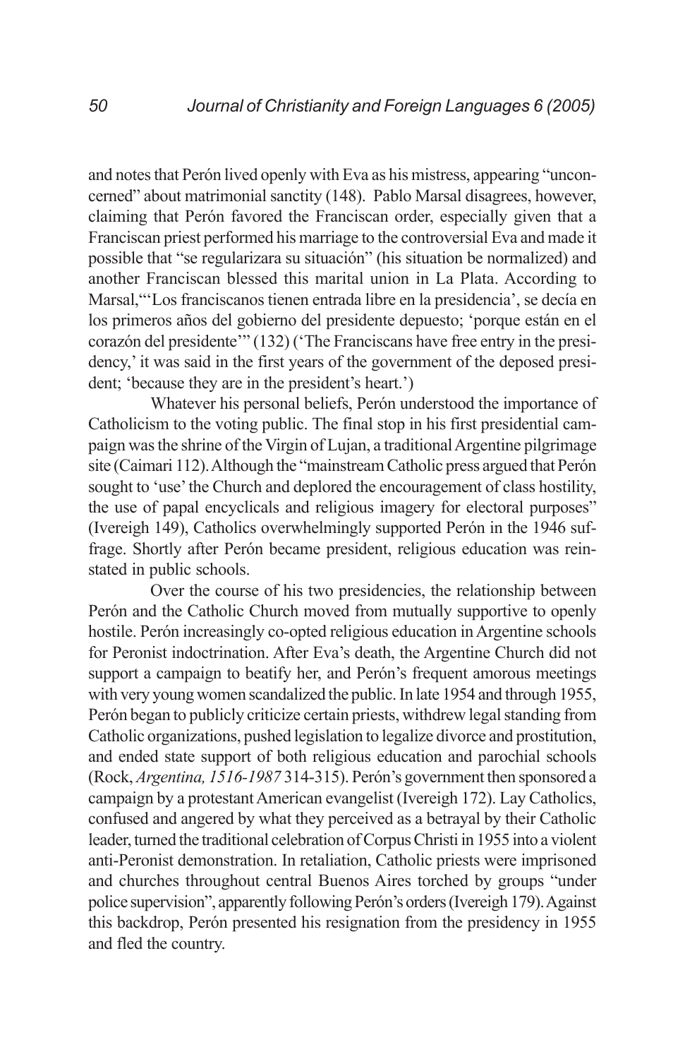and notes that Perón lived openly with Eva as his mistress, appearing "unconcerned" about matrimonial sanctity (148). Pablo Marsal disagrees, however, claiming that Perón favored the Franciscan order, especially given that a Franciscan priest performed his marriage to the controversial Eva and made it possible that "se regularizara su situación" (his situation be normalized) and another Franciscan blessed this marital union in La Plata. According to Marsal,"'Los franciscanos tienen entrada libre en la presidencia', se decía en los primeros años del gobierno del presidente depuesto; 'porque están en el corazón del presidente'" (132) ('The Franciscans have free entry in the presidency,' it was said in the first years of the government of the deposed president; 'because they are in the president's heart.')

Whatever his personal beliefs, Perón understood the importance of Catholicism to the voting public. The final stop in his first presidential campaign was the shrine of the Virgin of Lujan, a traditional Argentine pilgrimage site (Caimari 112). Although the "mainstream Catholic press argued that Perón sought to 'use' the Church and deplored the encouragement of class hostility, the use of papal encyclicals and religious imagery for electoral purposes" (Ivereigh 149), Catholics overwhelmingly supported Perón in the 1946 suffrage. Shortly after Perón became president, religious education was reinstated in public schools.

Over the course of his two presidencies, the relationship between Perón and the Catholic Church moved from mutually supportive to openly hostile. Perón increasingly co-opted religious education in Argentine schools for Peronist indoctrination. After Eva's death, the Argentine Church did not support a campaign to beatify her, and Perón's frequent amorous meetings with very young women scandalized the public. In late 1954 and through 1955, Perón began to publicly criticize certain priests, withdrew legal standing from Catholic organizations, pushed legislation to legalize divorce and prostitution, and ended state support of both religious education and parochial schools (Rock, *Argentina, 1516-1987* 314-315). Perón's government then sponsored a campaign by a protestant American evangelist (Ivereigh 172). Lay Catholics, confused and angered by what they perceived as a betrayal by their Catholic leader, turned the traditional celebration of Corpus Christi in 1955 into a violent anti-Peronist demonstration. In retaliation, Catholic priests were imprisoned and churches throughout central Buenos Aires torched by groups "under police supervision", apparently following Perón's orders (Ivereigh 179). Against this backdrop, Perón presented his resignation from the presidency in 1955 and fled the country.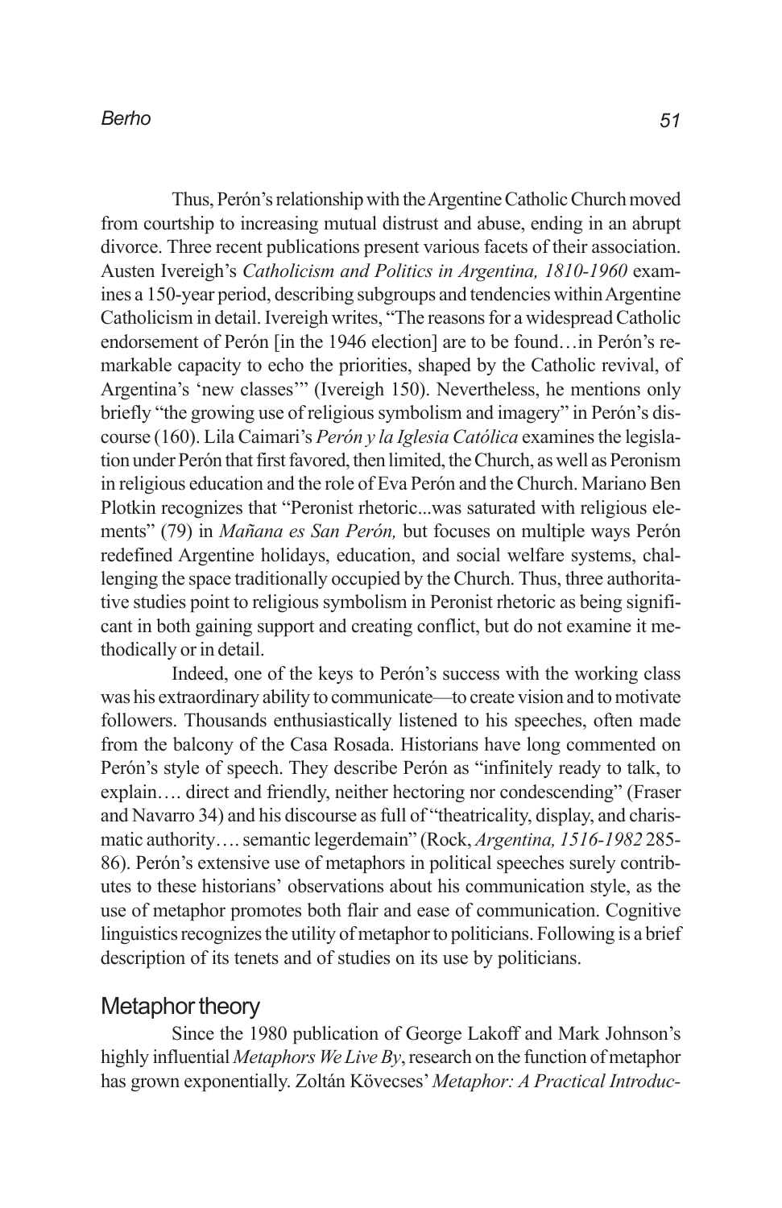Thus, Perón's relationship with the Argentine Catholic Church moved from courtship to increasing mutual distrust and abuse, ending in an abrupt divorce. Three recent publications present various facets of their association. Austen Ivereigh's *Catholicism and Politics in Argentina, 1810-1960* examines a 150-year period, describing subgroups and tendencies within Argentine Catholicism in detail. Ivereigh writes, "The reasons for a widespread Catholic endorsement of Perón [in the 1946 election] are to be found…in Perón's remarkable capacity to echo the priorities, shaped by the Catholic revival, of Argentina's 'new classes'" (Ivereigh 150). Nevertheless, he mentions only briefly "the growing use of religious symbolism and imagery" in Perón's discourse (160). Lila Caimari's *Perón y la Iglesia Católica* examines the legislation under Perón that first favored, then limited, the Church, as well as Peronism in religious education and the role of Eva Perón and the Church. Mariano Ben Plotkin recognizes that "Peronist rhetoric...was saturated with religious elements" (79) in *Mañana es San Perón,* but focuses on multiple ways Perón redefined Argentine holidays, education, and social welfare systems, challenging the space traditionally occupied by the Church. Thus, three authoritative studies point to religious symbolism in Peronist rhetoric as being significant in both gaining support and creating conflict, but do not examine it methodically or in detail.

Indeed, one of the keys to Perón's success with the working class was his extraordinary ability to communicate—to create vision and to motivate followers. Thousands enthusiastically listened to his speeches, often made from the balcony of the Casa Rosada. Historians have long commented on Perón's style of speech. They describe Perón as "infinitely ready to talk, to explain…. direct and friendly, neither hectoring nor condescending" (Fraser and Navarro 34) and his discourse as full of "theatricality, display, and charismatic authority…. semantic legerdemain" (Rock, *Argentina, 1516-1982* 285-86). Perón's extensive use of metaphors in political speeches surely contributes to these historians' observations about his communication style, as the use of metaphor promotes both flair and ease of communication. Cognitive linguistics recognizes the utility of metaphor to politicians. Following is a brief description of its tenets and of studies on its use by politicians.

## Metaphor theory

Since the 1980 publication of George Lakoff and Mark Johnson's highly influential *Metaphors We Live By*, research on the function of metaphor has grown exponentially. Zoltán Kövecses' *Metaphor: A Practical Introduc-*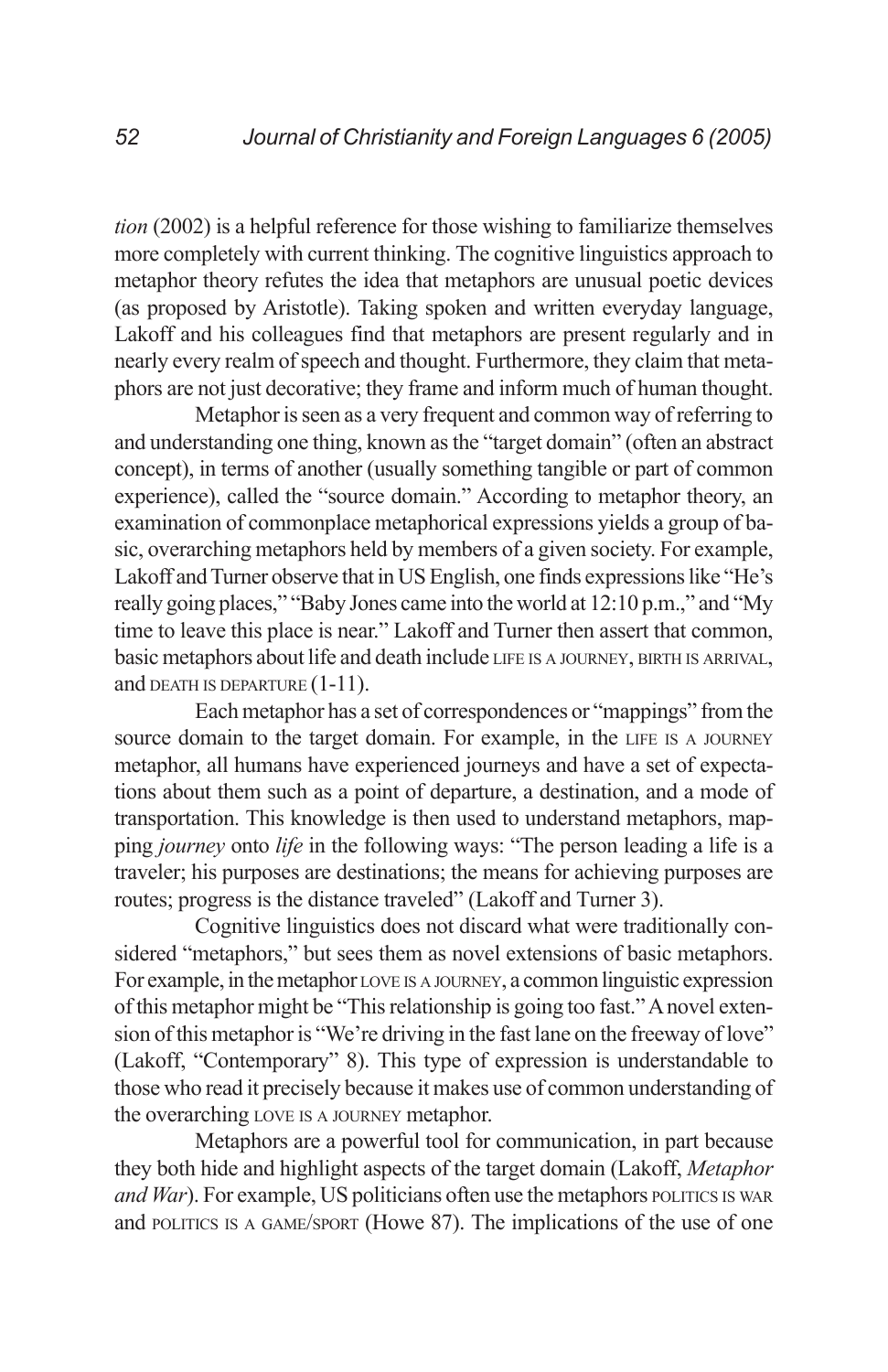*tion* (2002) is a helpful reference for those wishing to familiarize themselves more completely with current thinking. The cognitive linguistics approach to metaphor theory refutes the idea that metaphors are unusual poetic devices (as proposed by Aristotle). Taking spoken and written everyday language, Lakoff and his colleagues find that metaphors are present regularly and in nearly every realm of speech and thought. Furthermore, they claim that metaphors are not just decorative; they frame and inform much of human thought.

Metaphor is seen as a very frequent and common way of referring to and understanding one thing, known as the "target domain" (often an abstract concept), in terms of another (usually something tangible or part of common experience), called the "source domain." According to metaphor theory, an examination of commonplace metaphorical expressions yields a group of basic, overarching metaphors held by members of a given society. For example, Lakoff and Turner observe that in US English, one finds expressions like "He's really going places," "Baby Jones came into the world at 12:10 p.m.," and "My time to leave this place is near." Lakoff and Turner then assert that common, basic metaphors about life and death include LIFE IS A JOURNEY, BIRTH IS ARRIVAL, and DEATH IS DEPARTURE (1-11).

Each metaphor has a set of correspondences or "mappings" from the source domain to the target domain. For example, in the LIFE IS A JOURNEY metaphor, all humans have experienced journeys and have a set of expectations about them such as a point of departure, a destination, and a mode of transportation. This knowledge is then used to understand metaphors, mapping *journey* onto *life* in the following ways: "The person leading a life is a traveler; his purposes are destinations; the means for achieving purposes are routes; progress is the distance traveled" (Lakoff and Turner 3).

Cognitive linguistics does not discard what were traditionally considered "metaphors," but sees them as novel extensions of basic metaphors. For example, in the metaphor LOVE IS A JOURNEY, a common linguistic expression of this metaphor might be "This relationship is going too fast." A novel extension of this metaphor is "We're driving in the fast lane on the freeway of love" (Lakoff, "Contemporary" 8). This type of expression is understandable to those who read it precisely because it makes use of common understanding of the overarching LOVE IS A JOURNEY metaphor.

Metaphors are a powerful tool for communication, in part because they both hide and highlight aspects of the target domain (Lakoff, *Metaphor and War*). For example, US politicians often use the metaphors POLITICS IS WAR and POLITICS IS A GAME/SPORT (Howe 87). The implications of the use of one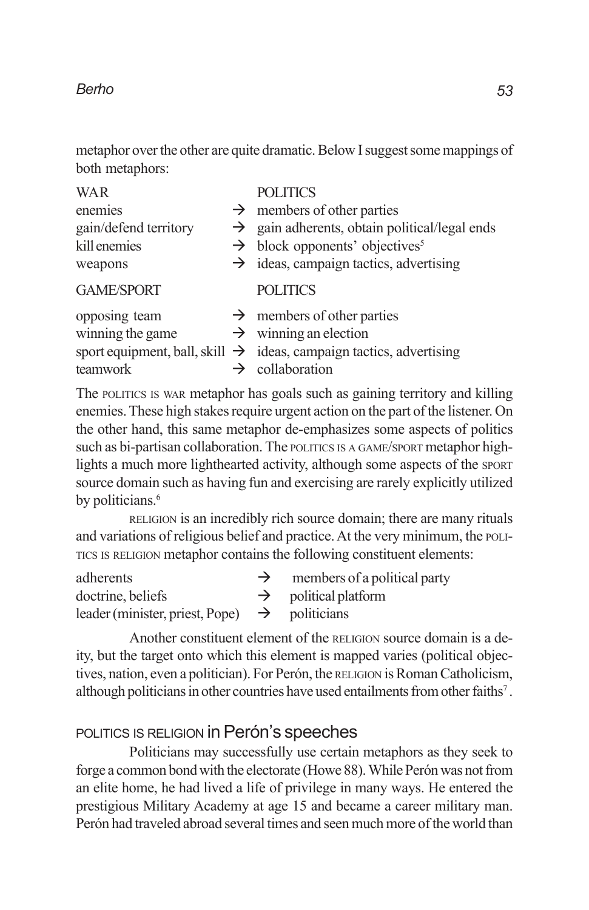metaphor over the other are quite dramatic. Below I suggest some mappings of both metaphors:

| WAR | | POLITICS |
|---|---|---|
| enemies | → | members of other parties |
| gain/defend territory | → | gain adherents, obtain political/legal ends |
| kill enemies | → | block opponents' objectives[5] |
| weapons | → | ideas, campaign tactics, advertising |

| GAME/SPORT | | POLITICS |
|---|---|---|
| opposing team | → | members of other parties |
| winning the game | → | winning an election |
| sport equipment, ball, skill | → | ideas, campaign tactics, advertising |
| teamwork | → | collaboration |

The POLITICS IS WAR metaphor has goals such as gaining territory and killing enemies. These high stakes require urgent action on the part of the listener. On the other hand, this same metaphor de-emphasizes some aspects of politics such as bi-partisan collaboration. The POLITICS IS A GAME/SPORT metaphor highlights a much more lighthearted activity, although some aspects of the SPORT source domain such as having fun and exercising are rarely explicitly utilized by politicians.[6]

RELIGION is an incredibly rich source domain; there are many rituals and variations of religious belief and practice. At the very minimum, the POLITICS IS RELIGION metaphor contains the following constituent elements:

| | | |
|---|---|---|
| adherents | → | members of a political party |
| doctrine, beliefs | → | political platform |
| leader (minister, priest, Pope) | → | politicians |

Another constituent element of the RELIGION source domain is a deity, but the target onto which this element is mapped varies (political objectives, nation, even a politician). For Perón, the RELIGION is Roman Catholicism, although politicians in other countries have used entailments from other faiths[7].

## POLITICS IS RELIGION in Perón's speeches

Politicians may successfully use certain metaphors as they seek to forge a common bond with the electorate (Howe 88). While Perón was not from an elite home, he had lived a life of privilege in many ways. He entered the prestigious Military Academy at age 15 and became a career military man. Perón had traveled abroad several times and seen much more of the world than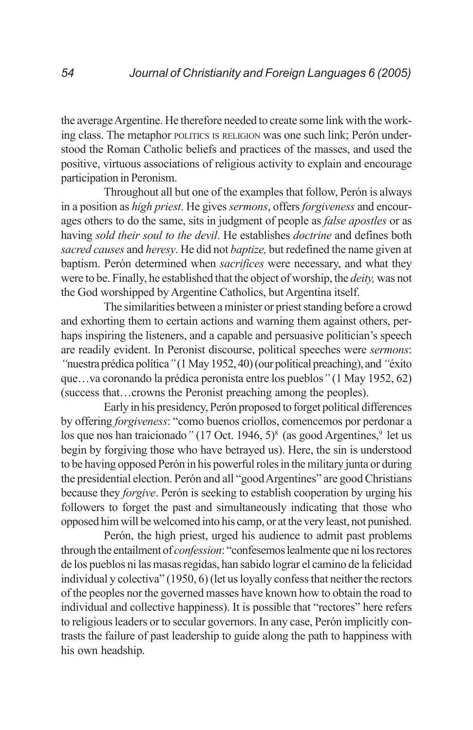the average Argentine. He therefore needed to create some link with the working class. The metaphor POLITICS IS RELIGION was one such link; Perón understood the Roman Catholic beliefs and practices of the masses, and used the positive, virtuous associations of religious activity to explain and encourage participation in Peronism.

Throughout all but one of the examples that follow, Perón is always in a position as *high priest*. He gives *sermons*, offers *forgiveness* and encourages others to do the same, sits in judgment of people as *false apostles* or as having *sold their soul to the devil*. He establishes *doctrine* and defines both *sacred causes* and *heresy*. He did not *baptize,* but redefined the name given at baptism. Perón determined when *sacrifices* were necessary, and what they were to be. Finally, he established that the object of worship, the *deity,* was not the God worshipped by Argentine Catholics, but Argentina itself.

The similarities between a minister or priest standing before a crowd and exhorting them to certain actions and warning them against others, perhaps inspiring the listeners, and a capable and persuasive politician's speech are readily evident. In Peronist discourse, political speeches were *sermons*: *"*nuestra prédica política*"* (1 May 1952, 40) (our political preaching), and *"*éxito que…va coronando la prédica peronista entre los pueblos*"* (1 May 1952, 62) (success that…crowns the Peronist preaching among the peoples).

Early in his presidency, Perón proposed to forget political differences by offering *forgiveness*: "como buenos criollos, comencemos por perdonar a los que nos han traicionado*"* (17 Oct. 1946, 5)[8] (as good Argentines,[9] let us begin by forgiving those who have betrayed us). Here, the sin is understood to be having opposed Perón in his powerful roles in the military junta or during the presidential election. Perón and all "good Argentines" are good Christians because they *forgive*. Perón is seeking to establish cooperation by urging his followers to forget the past and simultaneously indicating that those who opposed him will be welcomed into his camp, or at the very least, not punished.

Perón, the high priest, urged his audience to admit past problems through the entailment of *confession*: "confesemos lealmente que ni los rectores de los pueblos ni las masas regidas, han sabido lograr el camino de la felicidad individual y colectiva" (1950, 6) (let us loyally confess that neither the rectors of the peoples nor the governed masses have known how to obtain the road to individual and collective happiness). It is possible that "rectores" here refers to religious leaders or to secular governors. In any case, Perón implicitly contrasts the failure of past leadership to guide along the path to happiness with his own headship.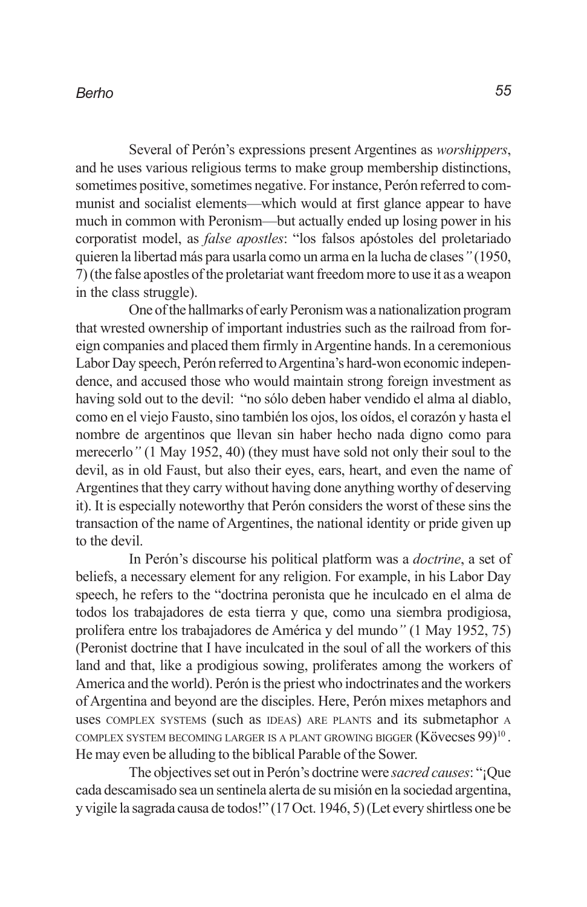Several of Perón's expressions present Argentines as *worshippers*, and he uses various religious terms to make group membership distinctions, sometimes positive, sometimes negative. For instance, Perón referred to communist and socialist elements—which would at first glance appear to have much in common with Peronism—but actually ended up losing power in his corporatist model, as *false apostles*: "los falsos apóstoles del proletariado quieren la libertad más para usarla como un arma en la lucha de clases*"* (1950, 7) (the false apostles of the proletariat want freedom more to use it as a weapon in the class struggle).

One of the hallmarks of early Peronism was a nationalization program that wrested ownership of important industries such as the railroad from foreign companies and placed them firmly in Argentine hands. In a ceremonious Labor Day speech, Perón referred to Argentina's hard-won economic independence, and accused those who would maintain strong foreign investment as having sold out to the devil: "no sólo deben haber vendido el alma al diablo, como en el viejo Fausto, sino también los ojos, los oídos, el corazón y hasta el nombre de argentinos que llevan sin haber hecho nada digno como para merecerlo*"* (1 May 1952, 40) (they must have sold not only their soul to the devil, as in old Faust, but also their eyes, ears, heart, and even the name of Argentines that they carry without having done anything worthy of deserving it). It is especially noteworthy that Perón considers the worst of these sins the transaction of the name of Argentines, the national identity or pride given up to the devil.

In Perón's discourse his political platform was a *doctrine*, a set of beliefs, a necessary element for any religion. For example, in his Labor Day speech, he refers to the "doctrina peronista que he inculcado en el alma de todos los trabajadores de esta tierra y que, como una siembra prodigiosa, prolifera entre los trabajadores de América y del mundo*"* (1 May 1952, 75) (Peronist doctrine that I have inculcated in the soul of all the workers of this land and that, like a prodigious sowing, proliferates among the workers of America and the world). Perón is the priest who indoctrinates and the workers of Argentina and beyond are the disciples. Here, Perón mixes metaphors and uses COMPLEX SYSTEMS (such as IDEAS) ARE PLANTS and its submetaphor A COMPLEX SYSTEM BECOMING LARGER IS A PLANT GROWING BIGGER (Kövecses 99)[10]. He may even be alluding to the biblical Parable of the Sower.

The objectives set out in Perón's doctrine were *sacred causes*: "¡Que cada descamisado sea un sentinela alerta de su misión en la sociedad argentina, y vigile la sagrada causa de todos!" (17 Oct. 1946, 5) (Let every shirtless one be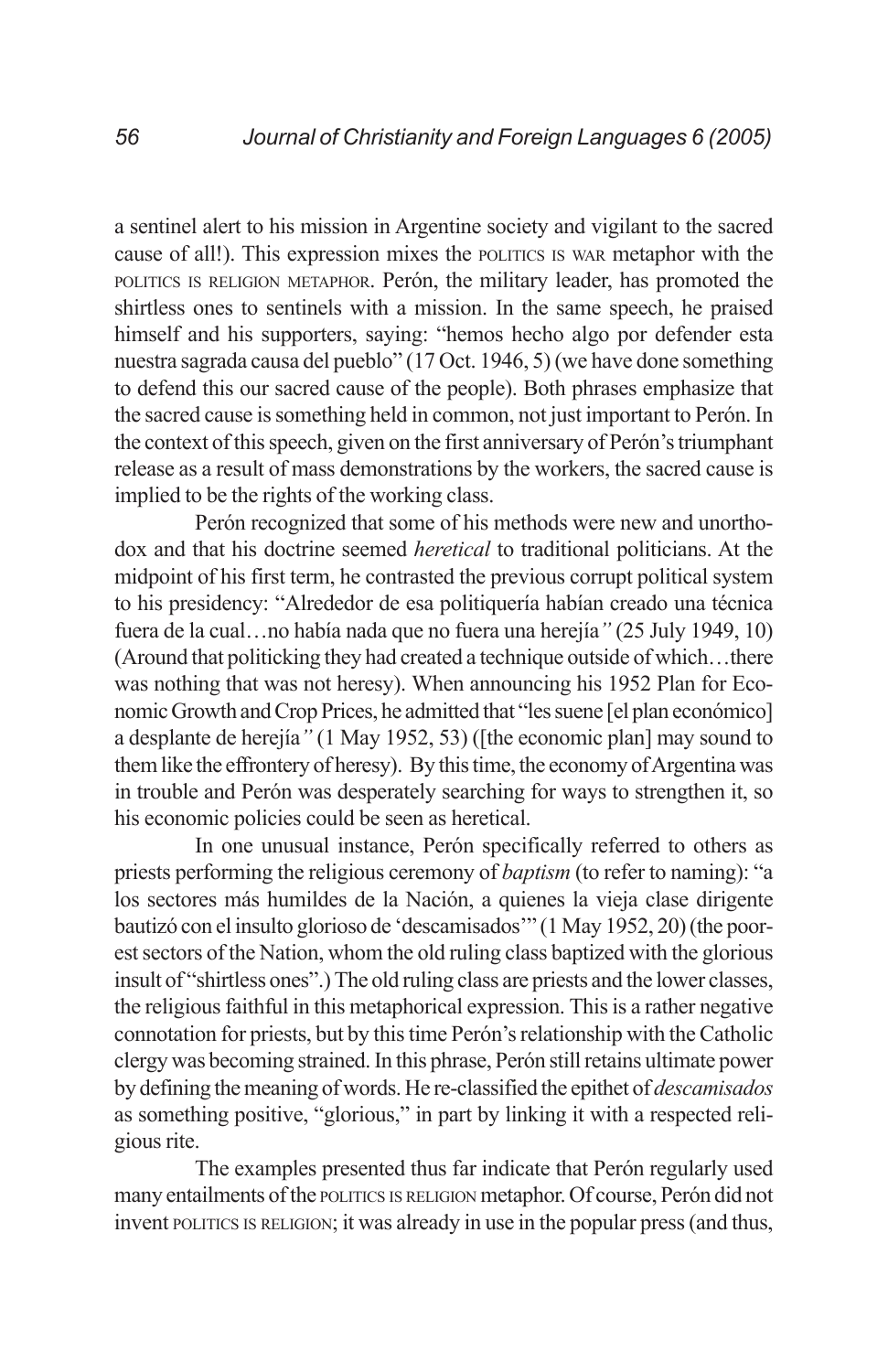a sentinel alert to his mission in Argentine society and vigilant to the sacred cause of all!). This expression mixes the POLITICS IS WAR metaphor with the POLITICS IS RELIGION METAPHOR. Perón, the military leader, has promoted the shirtless ones to sentinels with a mission. In the same speech, he praised himself and his supporters, saying: "hemos hecho algo por defender esta nuestra sagrada causa del pueblo" (17 Oct. 1946, 5) (we have done something to defend this our sacred cause of the people). Both phrases emphasize that the sacred cause is something held in common, not just important to Perón. In the context of this speech, given on the first anniversary of Perón's triumphant release as a result of mass demonstrations by the workers, the sacred cause is implied to be the rights of the working class.

Perón recognized that some of his methods were new and unorthodox and that his doctrine seemed *heretical* to traditional politicians. At the midpoint of his first term, he contrasted the previous corrupt political system to his presidency: "Alrededor de esa politiquería habían creado una técnica fuera de la cual…no había nada que no fuera una herejía*"* (25 July 1949, 10) (Around that politicking they had created a technique outside of which…there was nothing that was not heresy). When announcing his 1952 Plan for Economic Growth and Crop Prices, he admitted that "les suene [el plan económico] a desplante de herejía*"* (1 May 1952, 53) ([the economic plan] may sound to them like the effrontery of heresy). By this time, the economy of Argentina was in trouble and Perón was desperately searching for ways to strengthen it, so his economic policies could be seen as heretical.

In one unusual instance, Perón specifically referred to others as priests performing the religious ceremony of *baptism* (to refer to naming): "a los sectores más humildes de la Nación, a quienes la vieja clase dirigente bautizó con el insulto glorioso de 'descamisados'" (1 May 1952, 20) (the poorest sectors of the Nation, whom the old ruling class baptized with the glorious insult of "shirtless ones".) The old ruling class are priests and the lower classes, the religious faithful in this metaphorical expression. This is a rather negative connotation for priests, but by this time Perón's relationship with the Catholic clergy was becoming strained. In this phrase, Perón still retains ultimate power by defining the meaning of words. He re-classified the epithet of *descamisados* as something positive, "glorious," in part by linking it with a respected religious rite.

The examples presented thus far indicate that Perón regularly used many entailments of the POLITICS IS RELIGION metaphor. Of course, Perón did not invent POLITICS IS RELIGION; it was already in use in the popular press (and thus,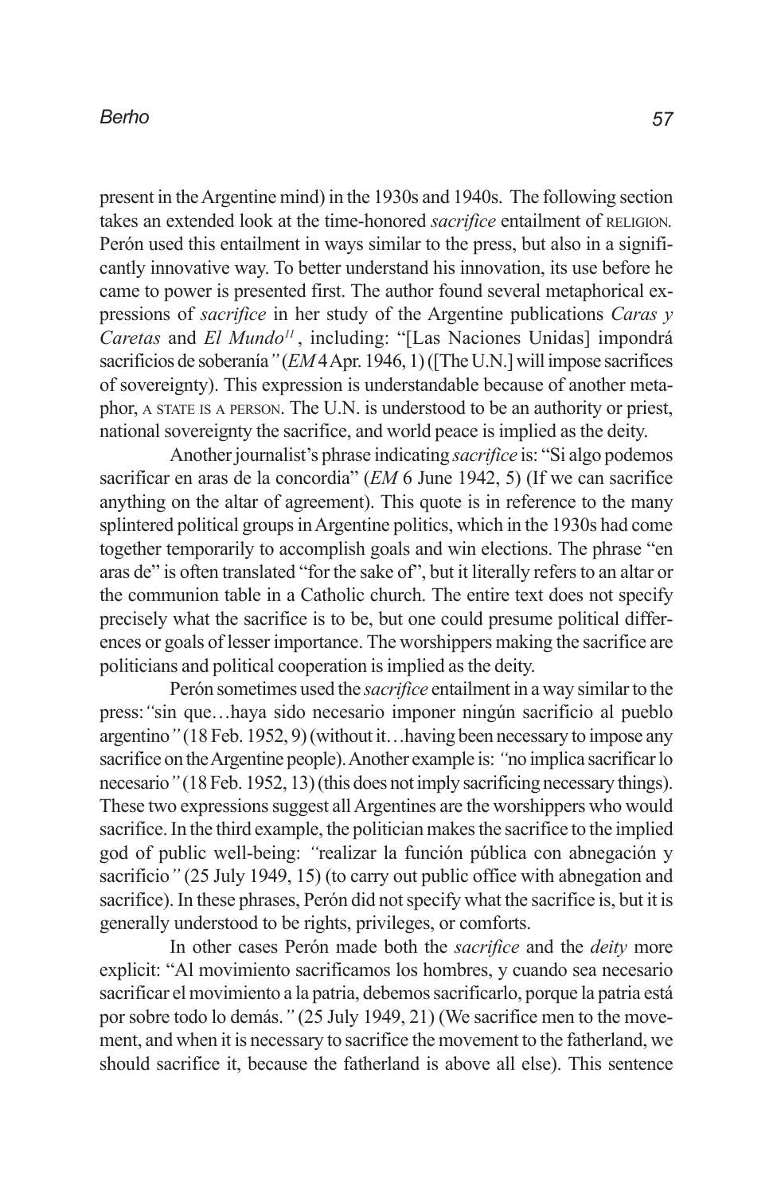present in the Argentine mind) in the 1930s and 1940s. The following section takes an extended look at the time-honored *sacrifice* entailment of RELIGION. Perón used this entailment in ways similar to the press, but also in a significantly innovative way. To better understand his innovation, its use before he came to power is presented first. The author found several metaphorical expressions of *sacrifice* in her study of the Argentine publications *Caras y Caretas* and *El Mundo*[11], including: "[Las Naciones Unidas] impondrá sacrificios de soberanía*"* (*EM* 4 Apr. 1946, 1) ([The U.N.] will impose sacrifices of sovereignty). This expression is understandable because of another metaphor, A STATE IS A PERSON. The U.N. is understood to be an authority or priest, national sovereignty the sacrifice, and world peace is implied as the deity.

Another journalist's phrase indicating *sacrifice* is: "Si algo podemos sacrificar en aras de la concordia" (*EM* 6 June 1942, 5) (If we can sacrifice anything on the altar of agreement). This quote is in reference to the many splintered political groups in Argentine politics, which in the 1930s had come together temporarily to accomplish goals and win elections. The phrase "en aras de" is often translated "for the sake of", but it literally refers to an altar or the communion table in a Catholic church. The entire text does not specify precisely what the sacrifice is to be, but one could presume political differences or goals of lesser importance. The worshippers making the sacrifice are politicians and political cooperation is implied as the deity.

Perón sometimes used the *sacrifice* entailment in a way similar to the press: *"*sin que…haya sido necesario imponer ningún sacrificio al pueblo argentino*"* (18 Feb. 1952, 9) (without it…having been necessary to impose any sacrifice on the Argentine people). Another example is: *"*no implica sacrificar lo necesario*"* (18 Feb. 1952, 13) (this does not imply sacrificing necessary things). These two expressions suggest all Argentines are the worshippers who would sacrifice. In the third example, the politician makes the sacrifice to the implied god of public well-being: *"*realizar la función pública con abnegación y sacrificio*"* (25 July 1949, 15) (to carry out public office with abnegation and sacrifice). In these phrases, Perón did not specify what the sacrifice is, but it is generally understood to be rights, privileges, or comforts.

In other cases Perón made both the *sacrifice* and the *deity* more explicit: "Al movimiento sacrificamos los hombres, y cuando sea necesario sacrificar el movimiento a la patria, debemos sacrificarlo, porque la patria está por sobre todo lo demás.*"* (25 July 1949, 21) (We sacrifice men to the movement, and when it is necessary to sacrifice the movement to the fatherland, we should sacrifice it, because the fatherland is above all else). This sentence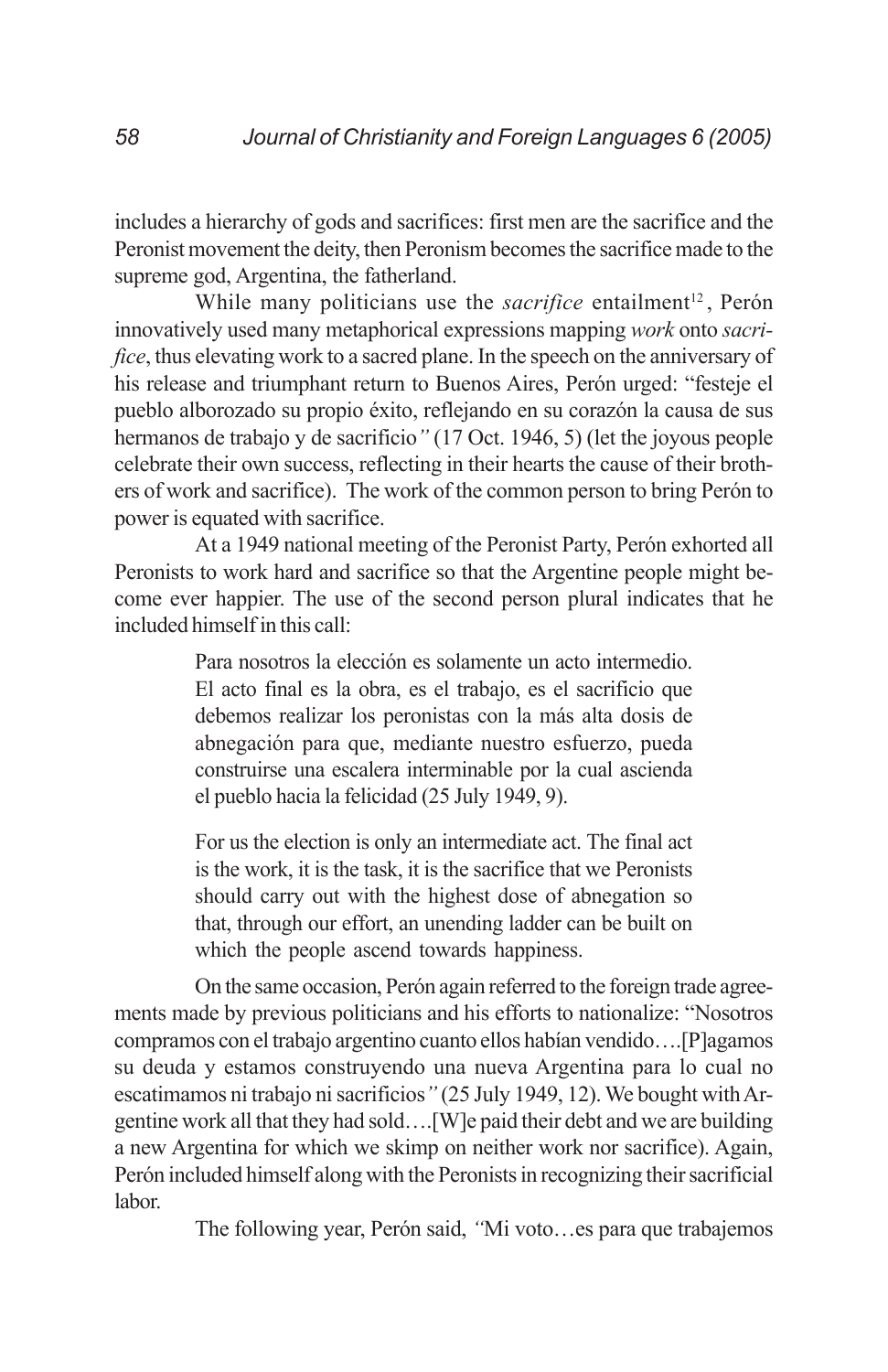includes a hierarchy of gods and sacrifices: first men are the sacrifice and the Peronist movement the deity, then Peronism becomes the sacrifice made to the supreme god, Argentina, the fatherland.

While many politicians use the *sacrifice* entailment[12], Perón innovatively used many metaphorical expressions mapping *work* onto *sacrifice*, thus elevating work to a sacred plane. In the speech on the anniversary of his release and triumphant return to Buenos Aires, Perón urged: "festeje el pueblo alborozado su propio éxito, reflejando en su corazón la causa de sus hermanos de trabajo y de sacrificio*"* (17 Oct. 1946, 5) (let the joyous people celebrate their own success, reflecting in their hearts the cause of their brothers of work and sacrifice). The work of the common person to bring Perón to power is equated with sacrifice.

At a 1949 national meeting of the Peronist Party, Perón exhorted all Peronists to work hard and sacrifice so that the Argentine people might become ever happier. The use of the second person plural indicates that he included himself in this call:

> Para nosotros la elección es solamente un acto intermedio. El acto final es la obra, es el trabajo, es el sacrificio que debemos realizar los peronistas con la más alta dosis de abnegación para que, mediante nuestro esfuerzo, pueda construirse una escalera interminable por la cual ascienda el pueblo hacia la felicidad (25 July 1949, 9).
>
> For us the election is only an intermediate act. The final act is the work, it is the task, it is the sacrifice that we Peronists should carry out with the highest dose of abnegation so that, through our effort, an unending ladder can be built on which the people ascend towards happiness.

On the same occasion, Perón again referred to the foreign trade agreements made by previous politicians and his efforts to nationalize: "Nosotros compramos con el trabajo argentino cuanto ellos habían vendido….[P]agamos su deuda y estamos construyendo una nueva Argentina para lo cual no escatimamos ni trabajo ni sacrificios*"* (25 July 1949, 12). We bought with Argentine work all that they had sold….[W]e paid their debt and we are building a new Argentina for which we skimp on neither work nor sacrifice). Again, Perón included himself along with the Peronists in recognizing their sacrificial labor.

The following year, Perón said, *"*Mi voto…es para que trabajemos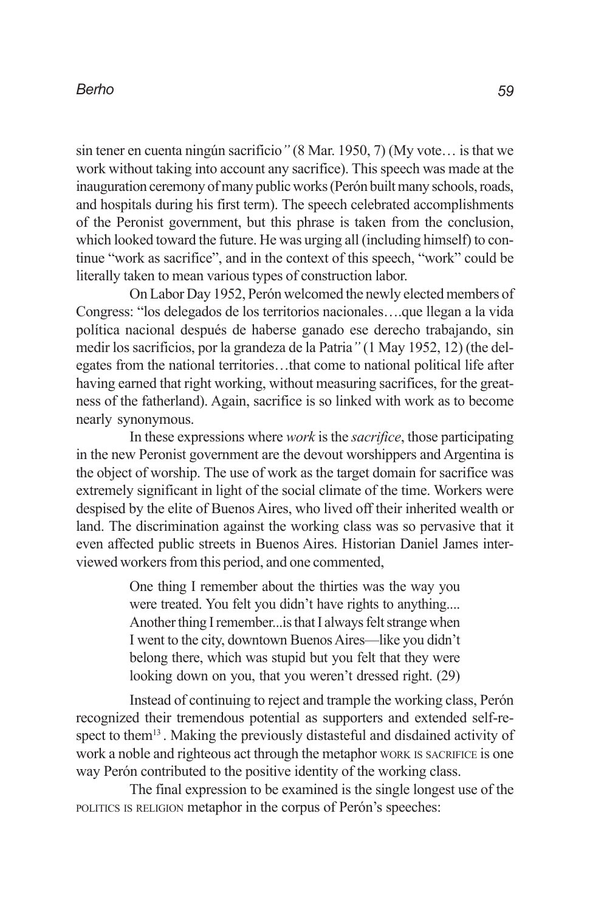sin tener en cuenta ningún sacrificio*"* (8 Mar. 1950, 7) (My vote… is that we work without taking into account any sacrifice). This speech was made at the inauguration ceremony of many public works (Perón built many schools, roads, and hospitals during his first term). The speech celebrated accomplishments of the Peronist government, but this phrase is taken from the conclusion, which looked toward the future. He was urging all (including himself) to continue "work as sacrifice", and in the context of this speech, "work" could be literally taken to mean various types of construction labor.

On Labor Day 1952, Perón welcomed the newly elected members of Congress: "los delegados de los territorios nacionales….que llegan a la vida política nacional después de haberse ganado ese derecho trabajando, sin medir los sacrificios, por la grandeza de la Patria*"* (1 May 1952, 12) (the delegates from the national territories…that come to national political life after having earned that right working, without measuring sacrifices, for the greatness of the fatherland). Again, sacrifice is so linked with work as to become nearly synonymous.

In these expressions where *work* is the *sacrifice*, those participating in the new Peronist government are the devout worshippers and Argentina is the object of worship. The use of work as the target domain for sacrifice was extremely significant in light of the social climate of the time. Workers were despised by the elite of Buenos Aires, who lived off their inherited wealth or land. The discrimination against the working class was so pervasive that it even affected public streets in Buenos Aires. Historian Daniel James interviewed workers from this period, and one commented,

> One thing I remember about the thirties was the way you were treated. You felt you didn't have rights to anything.... Another thing I remember...is that I always felt strange when I went to the city, downtown Buenos Aires—like you didn't belong there, which was stupid but you felt that they were looking down on you, that you weren't dressed right. (29)

Instead of continuing to reject and trample the working class, Perón recognized their tremendous potential as supporters and extended self-respect to them[13]. Making the previously distasteful and disdained activity of work a noble and righteous act through the metaphor WORK IS SACRIFICE is one way Perón contributed to the positive identity of the working class.

The final expression to be examined is the single longest use of the POLITICS IS RELIGION metaphor in the corpus of Perón's speeches: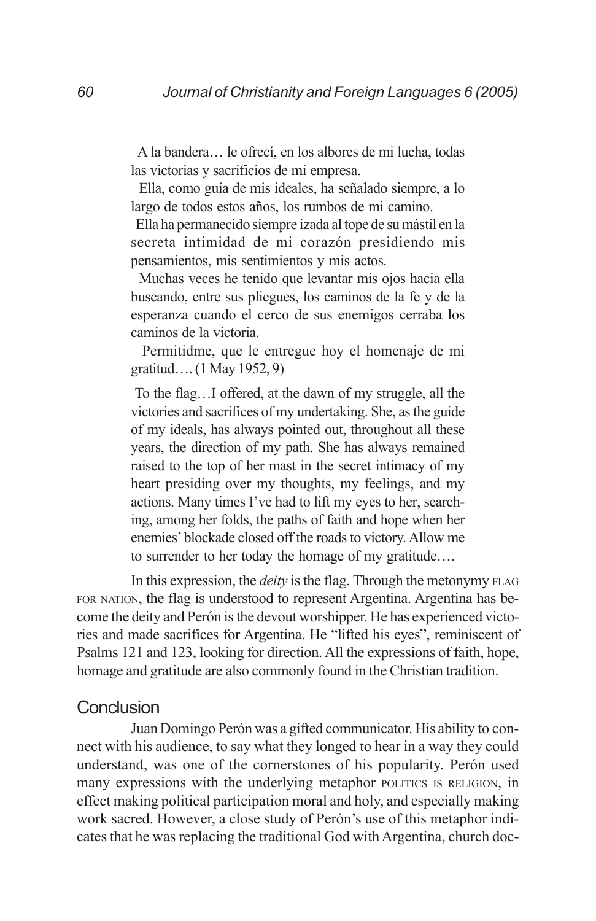> A la bandera… le ofrecí, en los albores de mi lucha, todas las victorias y sacrificios de mi empresa.
>
> Ella, como guía de mis ideales, ha señalado siempre, a lo largo de todos estos años, los rumbos de mi camino.
>
> Ella ha permanecido siempre izada al tope de su mástil en la secreta intimidad de mi corazón presidiendo mis pensamientos, mis sentimientos y mis actos.
>
> Muchas veces he tenido que levantar mis ojos hacia ella buscando, entre sus pliegues, los caminos de la fe y de la esperanza cuando el cerco de sus enemigos cerraba los caminos de la victoria.
>
> Permitidme, que le entregue hoy el homenaje de mi gratitud…. (1 May 1952, 9)

> To the flag…I offered, at the dawn of my struggle, all the victories and sacrifices of my undertaking. She, as the guide of my ideals, has always pointed out, throughout all these years, the direction of my path. She has always remained raised to the top of her mast in the secret intimacy of my heart presiding over my thoughts, my feelings, and my actions. Many times I've had to lift my eyes to her, searching, among her folds, the paths of faith and hope when her enemies' blockade closed off the roads to victory. Allow me to surrender to her today the homage of my gratitude….

In this expression, the *deity* is the flag. Through the metonymy FLAG FOR NATION, the flag is understood to represent Argentina. Argentina has become the deity and Perón is the devout worshipper. He has experienced victories and made sacrifices for Argentina. He "lifted his eyes", reminiscent of Psalms 121 and 123, looking for direction. All the expressions of faith, hope, homage and gratitude are also commonly found in the Christian tradition.

## Conclusion

Juan Domingo Perón was a gifted communicator. His ability to connect with his audience, to say what they longed to hear in a way they could understand, was one of the cornerstones of his popularity. Perón used many expressions with the underlying metaphor POLITICS IS RELIGION, in effect making political participation moral and holy, and especially making work sacred. However, a close study of Perón's use of this metaphor indicates that he was replacing the traditional God with Argentina, church doc-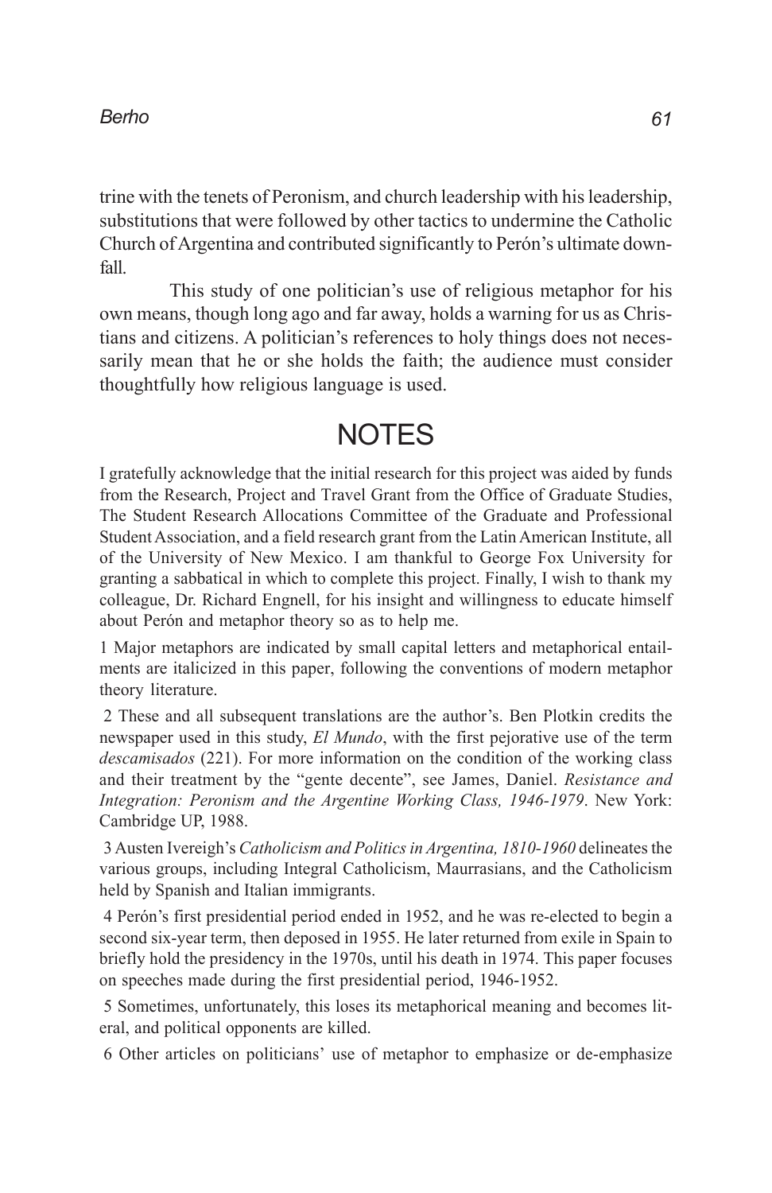trine with the tenets of Peronism, and church leadership with his leadership, substitutions that were followed by other tactics to undermine the Catholic Church of Argentina and contributed significantly to Perón's ultimate downfall.

This study of one politician's use of religious metaphor for his own means, though long ago and far away, holds a warning for us as Christians and citizens. A politician's references to holy things does not necessarily mean that he or she holds the faith; the audience must consider thoughtfully how religious language is used.

# NOTES

I gratefully acknowledge that the initial research for this project was aided by funds from the Research, Project and Travel Grant from the Office of Graduate Studies, The Student Research Allocations Committee of the Graduate and Professional Student Association, and a field research grant from the Latin American Institute, all of the University of New Mexico. I am thankful to George Fox University for granting a sabbatical in which to complete this project. Finally, I wish to thank my colleague, Dr. Richard Engnell, for his insight and willingness to educate himself about Perón and metaphor theory so as to help me.

1 Major metaphors are indicated by small capital letters and metaphorical entailments are italicized in this paper, following the conventions of modern metaphor theory literature.

2 These and all subsequent translations are the author's. Ben Plotkin credits the newspaper used in this study, *El Mundo*, with the first pejorative use of the term *descamisados* (221). For more information on the condition of the working class and their treatment by the "gente decente", see James, Daniel. *Resistance and Integration: Peronism and the Argentine Working Class, 1946-1979*. New York: Cambridge UP, 1988.

3 Austen Ivereigh's *Catholicism and Politics in Argentina, 1810-1960* delineates the various groups, including Integral Catholicism, Maurrasians, and the Catholicism held by Spanish and Italian immigrants.

4 Perón's first presidential period ended in 1952, and he was re-elected to begin a second six-year term, then deposed in 1955. He later returned from exile in Spain to briefly hold the presidency in the 1970s, until his death in 1974. This paper focuses on speeches made during the first presidential period, 1946-1952.

5 Sometimes, unfortunately, this loses its metaphorical meaning and becomes literal, and political opponents are killed.

6 Other articles on politicians' use of metaphor to emphasize or de-emphasize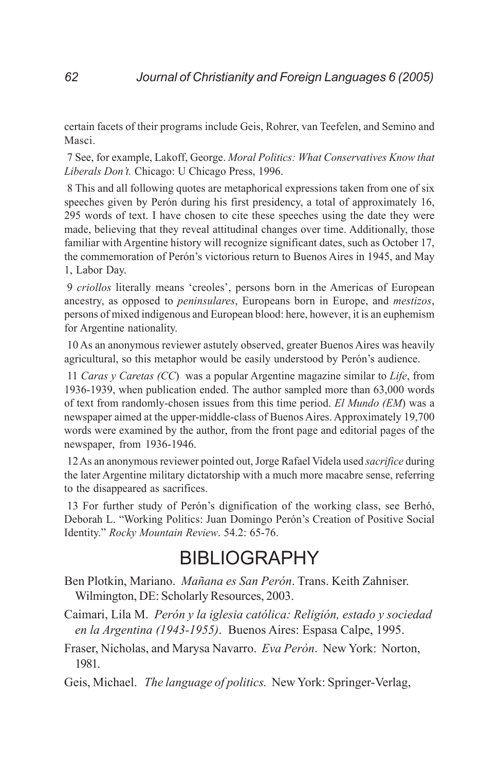certain facets of their programs include Geis, Rohrer, van Teefelen, and Semino and Masci.

7 See, for example, Lakoff, George. *Moral Politics: What Conservatives Know that Liberals Don't.* Chicago: U Chicago Press, 1996.

8 This and all following quotes are metaphorical expressions taken from one of six speeches given by Perón during his first presidency, a total of approximately 16, 295 words of text. I have chosen to cite these speeches using the date they were made, believing that they reveal attitudinal changes over time. Additionally, those familiar with Argentine history will recognize significant dates, such as October 17, the commemoration of Perón's victorious return to Buenos Aires in 1945, and May 1, Labor Day.

9 *criollos* literally means 'creoles', persons born in the Americas of European ancestry, as opposed to *peninsulares*, Europeans born in Europe, and *mestizos*, persons of mixed indigenous and European blood: here, however, it is an euphemism for Argentine nationality.

10 As an anonymous reviewer astutely observed, greater Buenos Aires was heavily agricultural, so this metaphor would be easily understood by Perón's audience.

11 *Caras y Caretas (CC)* was a popular Argentine magazine similar to *Life*, from 1936-1939, when publication ended. The author sampled more than 63,000 words of text from randomly-chosen issues from this time period. *El Mundo (EM)* was a newspaper aimed at the upper-middle-class of Buenos Aires. Approximately 19,700 words were examined by the author, from the front page and editorial pages of the newspaper, from 1936-1946.

12 As an anonymous reviewer pointed out, Jorge Rafael Videla used *sacrifice* during the later Argentine military dictatorship with a much more macabre sense, referring to the disappeared as sacrifices.

13 For further study of Perón's dignification of the working class, see Berhó, Deborah L. "Working Politics: Juan Domingo Perón's Creation of Positive Social Identity." *Rocky Mountain Review*. 54.2: 65-76.

# BIBLIOGRAPHY

Ben Plotkin, Mariano. *Mañana es San Perón*. Trans. Keith Zahniser. Wilmington, DE: Scholarly Resources, 2003.

Caimari, Lila M. *Perón y la iglesia católica: Religión, estado y sociedad en la Argentina (1943-1955)*. Buenos Aires: Espasa Calpe, 1995.

Fraser, Nicholas, and Marysa Navarro. *Eva Perón*. New York: Norton, 1981.

Geis, Michael. *The language of politics.* New York: Springer-Verlag,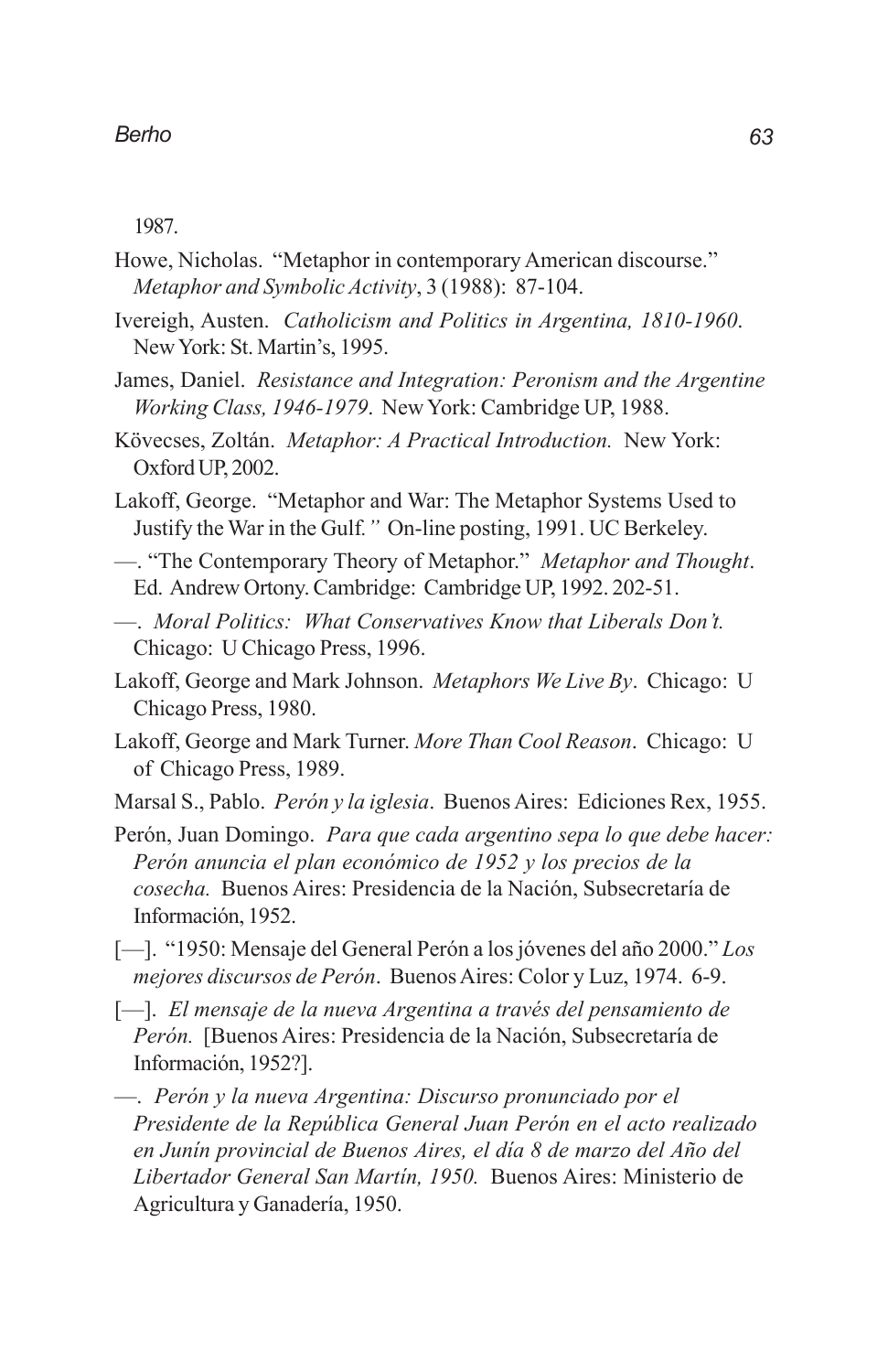1987.

Howe, Nicholas. "Metaphor in contemporary American discourse." *Metaphor and Symbolic Activity*, 3 (1988): 87-104.

Ivereigh, Austen. *Catholicism and Politics in Argentina, 1810-1960*. New York: St. Martin's, 1995.

James, Daniel. *Resistance and Integration: Peronism and the Argentine Working Class, 1946-1979*. New York: Cambridge UP, 1988.

Kövecses, Zoltán. *Metaphor: A Practical Introduction.* New York: Oxford UP, 2002.

Lakoff, George. "Metaphor and War: The Metaphor Systems Used to Justify the War in the Gulf*."* On-line posting, 1991. UC Berkeley.

—. "The Contemporary Theory of Metaphor." *Metaphor and Thought*. Ed. Andrew Ortony. Cambridge: Cambridge UP, 1992. 202-51.

—. *Moral Politics: What Conservatives Know that Liberals Don't.* Chicago: U Chicago Press, 1996.

Lakoff, George and Mark Johnson. *Metaphors We Live By*. Chicago: U Chicago Press, 1980.

Lakoff, George and Mark Turner. *More Than Cool Reason*. Chicago: U of Chicago Press, 1989.

Marsal S., Pablo. *Perón y la iglesia*. Buenos Aires: Ediciones Rex, 1955.

Perón, Juan Domingo. *Para que cada argentino sepa lo que debe hacer: Perón anuncia el plan económico de 1952 y los precios de la cosecha.* Buenos Aires: Presidencia de la Nación, Subsecretaría de Información, 1952.

[—]. "1950: Mensaje del General Perón a los jóvenes del año 2000." *Los mejores discursos de Perón*. Buenos Aires: Color y Luz, 1974. 6-9.

[—]. *El mensaje de la nueva Argentina a través del pensamiento de Perón.* [Buenos Aires: Presidencia de la Nación, Subsecretaría de Información, 1952?].

—. *Perón y la nueva Argentina: Discurso pronunciado por el Presidente de la República General Juan Perón en el acto realizado en Junín provincial de Buenos Aires, el día 8 de marzo del Año del Libertador General San Martín, 1950.* Buenos Aires: Ministerio de Agricultura y Ganadería, 1950.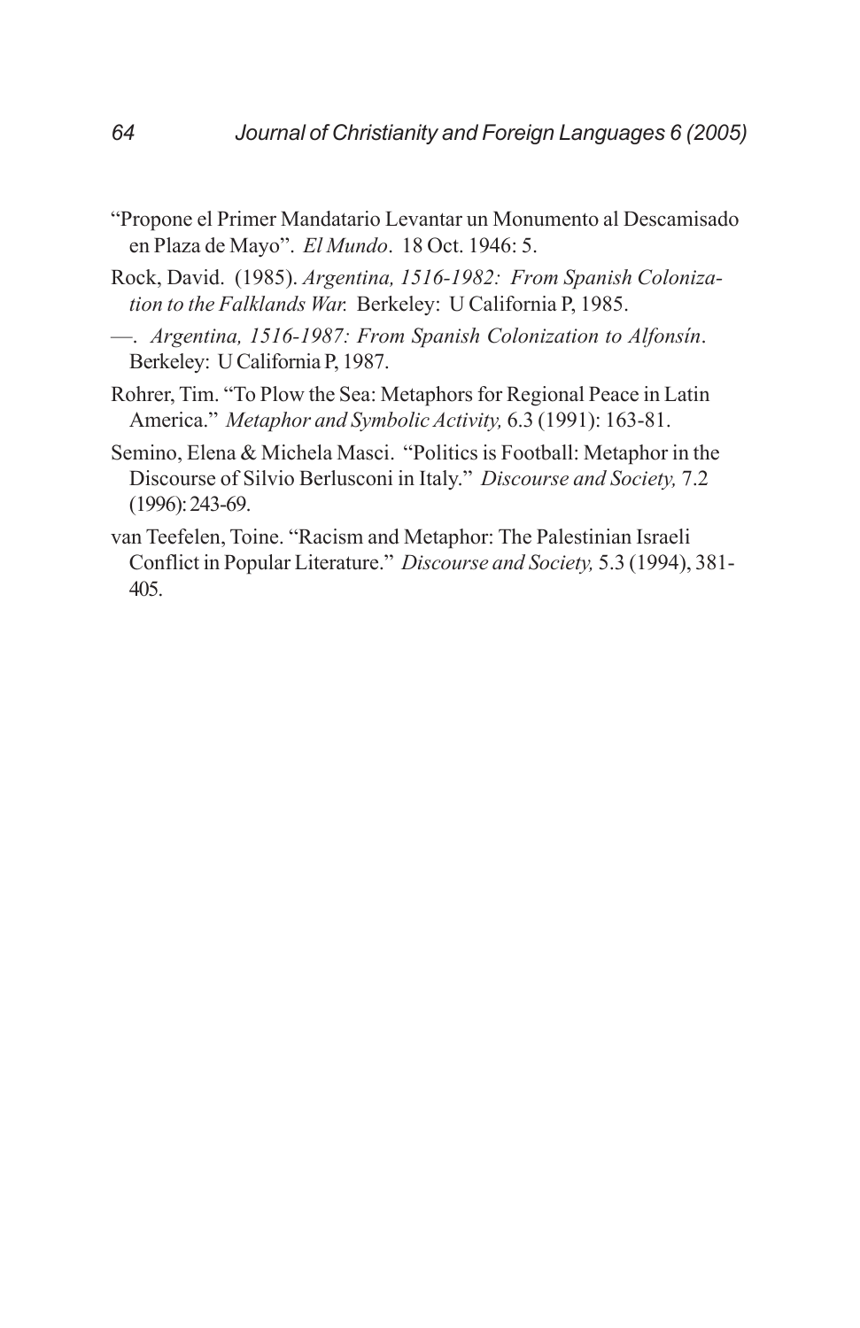"Propone el Primer Mandatario Levantar un Monumento al Descamisado en Plaza de Mayo". *El Mundo*. 18 Oct. 1946: 5.

Rock, David. (1985). *Argentina, 1516-1982: From Spanish Colonization to the Falklands War.* Berkeley: U California P, 1985.

—. *Argentina, 1516-1987: From Spanish Colonization to Alfonsín*. Berkeley: U California P, 1987.

Rohrer, Tim. "To Plow the Sea: Metaphors for Regional Peace in Latin America." *Metaphor and Symbolic Activity,* 6.3 (1991): 163-81.

Semino, Elena & Michela Masci. "Politics is Football: Metaphor in the Discourse of Silvio Berlusconi in Italy." *Discourse and Society,* 7.2 (1996): 243-69.

van Teefelen, Toine. "Racism and Metaphor: The Palestinian Israeli Conflict in Popular Literature." *Discourse and Society,* 5.3 (1994), 381-405.